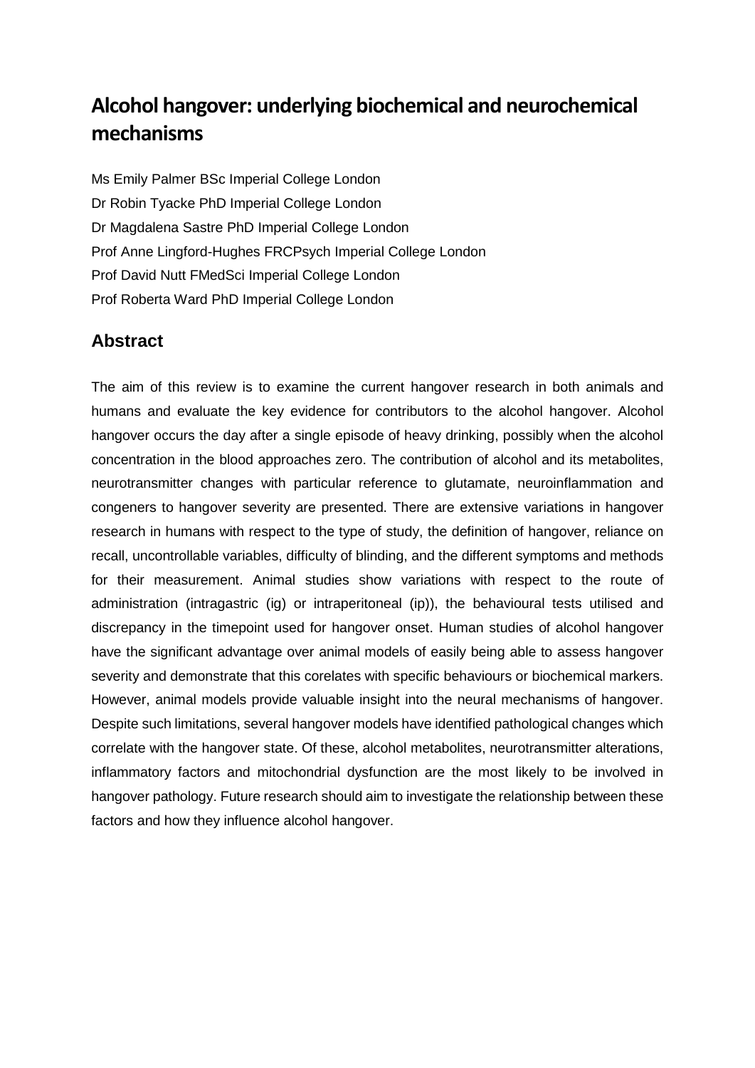# Alcohol hangover: underlying biochemical and neurochemical mechanisms

Ms Emily Palmer BSc Imperial College London
Dr Robin Tyacke PhD Imperial College London
Dr Magdalena Sastre PhD Imperial College London
Prof Anne Lingford-Hughes FRCPsych Imperial College London
Prof David Nutt FMedSci Imperial College London
Prof Roberta Ward PhD Imperial College London

## Abstract

The aim of this review is to examine the current hangover research in both animals and humans and evaluate the key evidence for contributors to the alcohol hangover. Alcohol hangover occurs the day after a single episode of heavy drinking, possibly when the alcohol concentration in the blood approaches zero. The contribution of alcohol and its metabolites, neurotransmitter changes with particular reference to glutamate, neuroinflammation and congeners to hangover severity are presented. There are extensive variations in hangover research in humans with respect to the type of study, the definition of hangover, reliance on recall, uncontrollable variables, difficulty of blinding, and the different symptoms and methods for their measurement. Animal studies show variations with respect to the route of administration (intragastric (ig) or intraperitoneal (ip)), the behavioural tests utilised and discrepancy in the timepoint used for hangover onset. Human studies of alcohol hangover have the significant advantage over animal models of easily being able to assess hangover severity and demonstrate that this corelates with specific behaviours or biochemical markers. However, animal models provide valuable insight into the neural mechanisms of hangover. Despite such limitations, several hangover models have identified pathological changes which correlate with the hangover state. Of these, alcohol metabolites, neurotransmitter alterations, inflammatory factors and mitochondrial dysfunction are the most likely to be involved in hangover pathology. Future research should aim to investigate the relationship between these factors and how they influence alcohol hangover.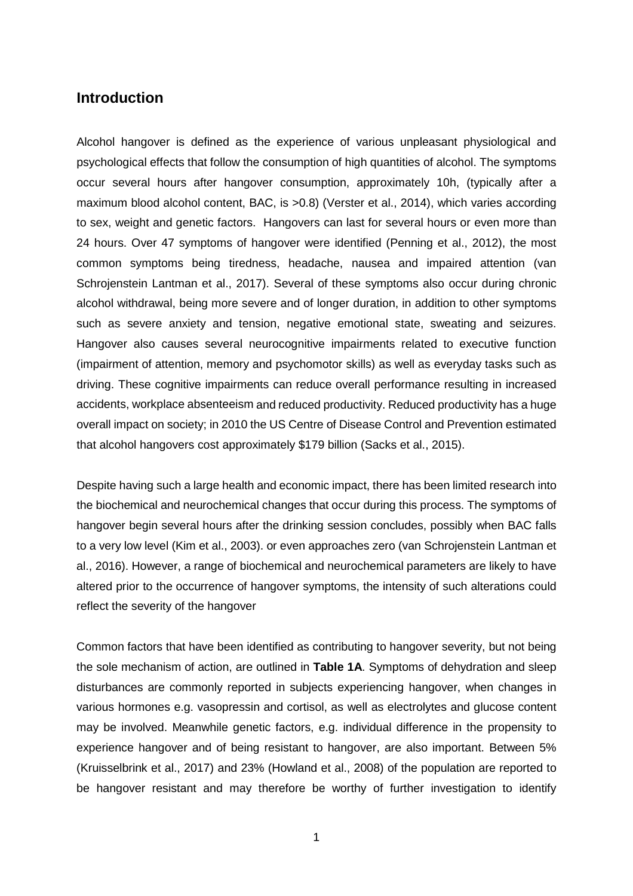## Introduction

Alcohol hangover is defined as the experience of various unpleasant physiological and psychological effects that follow the consumption of high quantities of alcohol. The symptoms occur several hours after hangover consumption, approximately 10h, (typically after a maximum blood alcohol content, BAC, is >0.8) (Verster et al., 2014), which varies according to sex, weight and genetic factors. Hangovers can last for several hours or even more than 24 hours. Over 47 symptoms of hangover were identified (Penning et al., 2012), the most common symptoms being tiredness, headache, nausea and impaired attention (van Schrojenstein Lantman et al., 2017). Several of these symptoms also occur during chronic alcohol withdrawal, being more severe and of longer duration, in addition to other symptoms such as severe anxiety and tension, negative emotional state, sweating and seizures. Hangover also causes several neurocognitive impairments related to executive function (impairment of attention, memory and psychomotor skills) as well as everyday tasks such as driving. These cognitive impairments can reduce overall performance resulting in increased accidents, workplace absenteeism and reduced productivity. Reduced productivity has a huge overall impact on society; in 2010 the US Centre of Disease Control and Prevention estimated that alcohol hangovers cost approximately $179 billion (Sacks et al., 2015).

Despite having such a large health and economic impact, there has been limited research into the biochemical and neurochemical changes that occur during this process. The symptoms of hangover begin several hours after the drinking session concludes, possibly when BAC falls to a very low level (Kim et al., 2003). or even approaches zero (van Schrojenstein Lantman et al., 2016). However, a range of biochemical and neurochemical parameters are likely to have altered prior to the occurrence of hangover symptoms, the intensity of such alterations could reflect the severity of the hangover

Common factors that have been identified as contributing to hangover severity, but not being the sole mechanism of action, are outlined in **Table 1A**. Symptoms of dehydration and sleep disturbances are commonly reported in subjects experiencing hangover, when changes in various hormones e.g. vasopressin and cortisol, as well as electrolytes and glucose content may be involved. Meanwhile genetic factors, e.g. individual difference in the propensity to experience hangover and of being resistant to hangover, are also important. Between 5% (Kruisselbrink et al., 2017) and 23% (Howland et al., 2008) of the population are reported to be hangover resistant and may therefore be worthy of further investigation to identify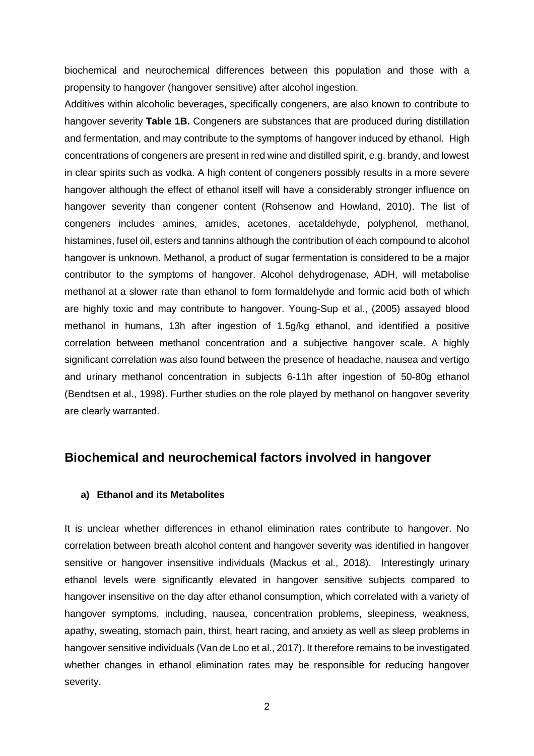biochemical and neurochemical differences between this population and those with a propensity to hangover (hangover sensitive) after alcohol ingestion.

Additives within alcoholic beverages, specifically congeners, are also known to contribute to hangover severity **Table 1B.** Congeners are substances that are produced during distillation and fermentation, and may contribute to the symptoms of hangover induced by ethanol. High concentrations of congeners are present in red wine and distilled spirit, e.g. brandy, and lowest in clear spirits such as vodka. A high content of congeners possibly results in a more severe hangover although the effect of ethanol itself will have a considerably stronger influence on hangover severity than congener content (Rohsenow and Howland, 2010). The list of congeners includes amines, amides, acetones, acetaldehyde, polyphenol, methanol, histamines, fusel oil, esters and tannins although the contribution of each compound to alcohol hangover is unknown. Methanol, a product of sugar fermentation is considered to be a major contributor to the symptoms of hangover. Alcohol dehydrogenase, ADH, will metabolise methanol at a slower rate than ethanol to form formaldehyde and formic acid both of which are highly toxic and may contribute to hangover. Young-Sup et al., (2005) assayed blood methanol in humans, 13h after ingestion of 1.5g/kg ethanol, and identified a positive correlation between methanol concentration and a subjective hangover scale. A highly significant correlation was also found between the presence of headache, nausea and vertigo and urinary methanol concentration in subjects 6-11h after ingestion of 50-80g ethanol (Bendtsen et al., 1998). Further studies on the role played by methanol on hangover severity are clearly warranted.

## Biochemical and neurochemical factors involved in hangover

### a) Ethanol and its Metabolites

It is unclear whether differences in ethanol elimination rates contribute to hangover. No correlation between breath alcohol content and hangover severity was identified in hangover sensitive or hangover insensitive individuals (Mackus et al., 2018). Interestingly urinary ethanol levels were significantly elevated in hangover sensitive subjects compared to hangover insensitive on the day after ethanol consumption, which correlated with a variety of hangover symptoms, including, nausea, concentration problems, sleepiness, weakness, apathy, sweating, stomach pain, thirst, heart racing, and anxiety as well as sleep problems in hangover sensitive individuals (Van de Loo et al., 2017). It therefore remains to be investigated whether changes in ethanol elimination rates may be responsible for reducing hangover severity.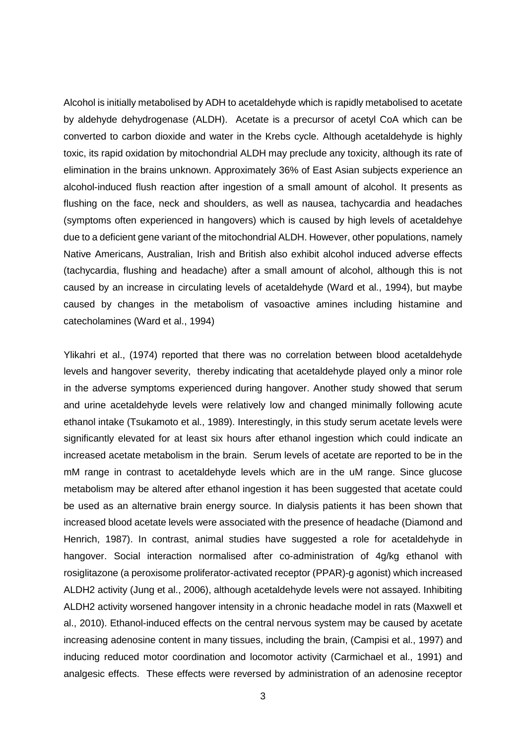Alcohol is initially metabolised by ADH to acetaldehyde which is rapidly metabolised to acetate by aldehyde dehydrogenase (ALDH). Acetate is a precursor of acetyl CoA which can be converted to carbon dioxide and water in the Krebs cycle. Although acetaldehyde is highly toxic, its rapid oxidation by mitochondrial ALDH may preclude any toxicity, although its rate of elimination in the brains unknown. Approximately 36% of East Asian subjects experience an alcohol-induced flush reaction after ingestion of a small amount of alcohol. It presents as flushing on the face, neck and shoulders, as well as nausea, tachycardia and headaches (symptoms often experienced in hangovers) which is caused by high levels of acetaldehye due to a deficient gene variant of the mitochondrial ALDH. However, other populations, namely Native Americans, Australian, Irish and British also exhibit alcohol induced adverse effects (tachycardia, flushing and headache) after a small amount of alcohol, although this is not caused by an increase in circulating levels of acetaldehyde (Ward et al., 1994), but maybe caused by changes in the metabolism of vasoactive amines including histamine and catecholamines (Ward et al., 1994)

Ylikahri et al., (1974) reported that there was no correlation between blood acetaldehyde levels and hangover severity, thereby indicating that acetaldehyde played only a minor role in the adverse symptoms experienced during hangover. Another study showed that serum and urine acetaldehyde levels were relatively low and changed minimally following acute ethanol intake (Tsukamoto et al., 1989). Interestingly, in this study serum acetate levels were significantly elevated for at least six hours after ethanol ingestion which could indicate an increased acetate metabolism in the brain. Serum levels of acetate are reported to be in the mM range in contrast to acetaldehyde levels which are in the uM range. Since glucose metabolism may be altered after ethanol ingestion it has been suggested that acetate could be used as an alternative brain energy source. In dialysis patients it has been shown that increased blood acetate levels were associated with the presence of headache (Diamond and Henrich, 1987). In contrast, animal studies have suggested a role for acetaldehyde in hangover. Social interaction normalised after co-administration of 4g/kg ethanol with rosiglitazone (a peroxisome proliferator-activated receptor (PPAR)-g agonist) which increased ALDH2 activity (Jung et al., 2006), although acetaldehyde levels were not assayed. Inhibiting ALDH2 activity worsened hangover intensity in a chronic headache model in rats (Maxwell et al., 2010). Ethanol-induced effects on the central nervous system may be caused by acetate increasing adenosine content in many tissues, including the brain, (Campisi et al., 1997) and inducing reduced motor coordination and locomotor activity (Carmichael et al., 1991) and analgesic effects. These effects were reversed by administration of an adenosine receptor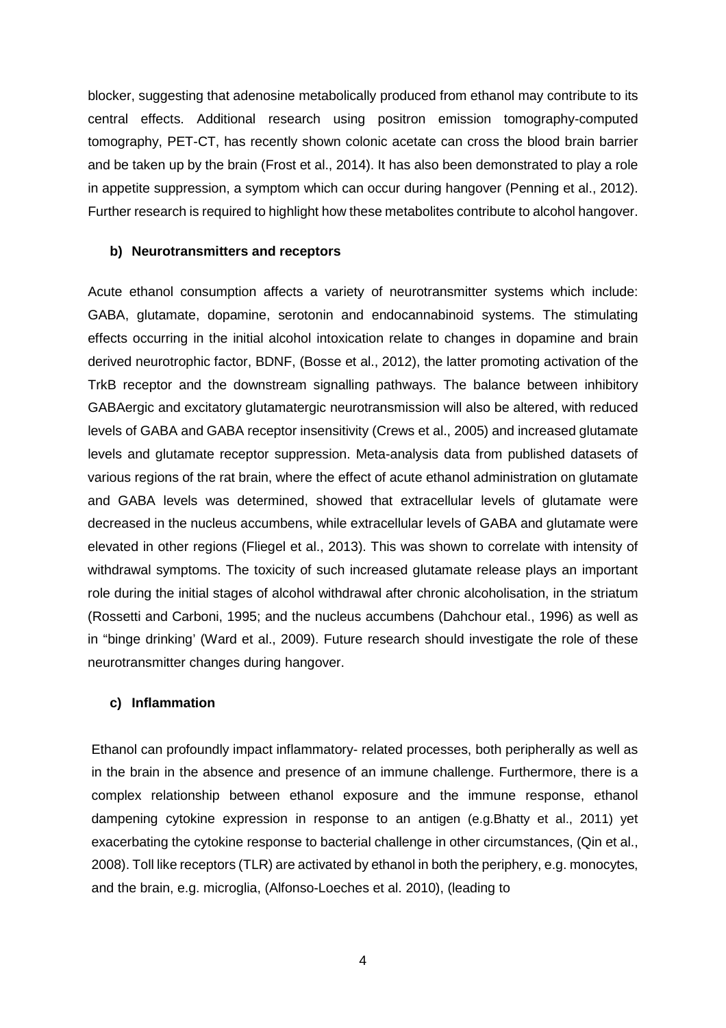blocker, suggesting that adenosine metabolically produced from ethanol may contribute to its central effects. Additional research using positron emission tomography-computed tomography, PET-CT, has recently shown colonic acetate can cross the blood brain barrier and be taken up by the brain (Frost et al., 2014). It has also been demonstrated to play a role in appetite suppression, a symptom which can occur during hangover (Penning et al., 2012). Further research is required to highlight how these metabolites contribute to alcohol hangover.

**b) Neurotransmitters and receptors**

Acute ethanol consumption affects a variety of neurotransmitter systems which include: GABA, glutamate, dopamine, serotonin and endocannabinoid systems. The stimulating effects occurring in the initial alcohol intoxication relate to changes in dopamine and brain derived neurotrophic factor, BDNF, (Bosse et al., 2012), the latter promoting activation of the TrkB receptor and the downstream signalling pathways. The balance between inhibitory GABAergic and excitatory glutamatergic neurotransmission will also be altered, with reduced levels of GABA and GABA receptor insensitivity (Crews et al., 2005) and increased glutamate levels and glutamate receptor suppression. Meta-analysis data from published datasets of various regions of the rat brain, where the effect of acute ethanol administration on glutamate and GABA levels was determined, showed that extracellular levels of glutamate were decreased in the nucleus accumbens, while extracellular levels of GABA and glutamate were elevated in other regions (Fliegel et al., 2013). This was shown to correlate with intensity of withdrawal symptoms. The toxicity of such increased glutamate release plays an important role during the initial stages of alcohol withdrawal after chronic alcoholisation, in the striatum (Rossetti and Carboni, 1995; and the nucleus accumbens (Dahchour etal., 1996) as well as in "binge drinking' (Ward et al., 2009). Future research should investigate the role of these neurotransmitter changes during hangover.

**c) Inflammation**

Ethanol can profoundly impact inflammatory- related processes, both peripherally as well as in the brain in the absence and presence of an immune challenge. Furthermore, there is a complex relationship between ethanol exposure and the immune response, ethanol dampening cytokine expression in response to an antigen (e.g.Bhatty et al., 2011) yet exacerbating the cytokine response to bacterial challenge in other circumstances, (Qin et al., 2008). Toll like receptors (TLR) are activated by ethanol in both the periphery, e.g. monocytes, and the brain, e.g. microglia, (Alfonso-Loeches et al. 2010), (leading to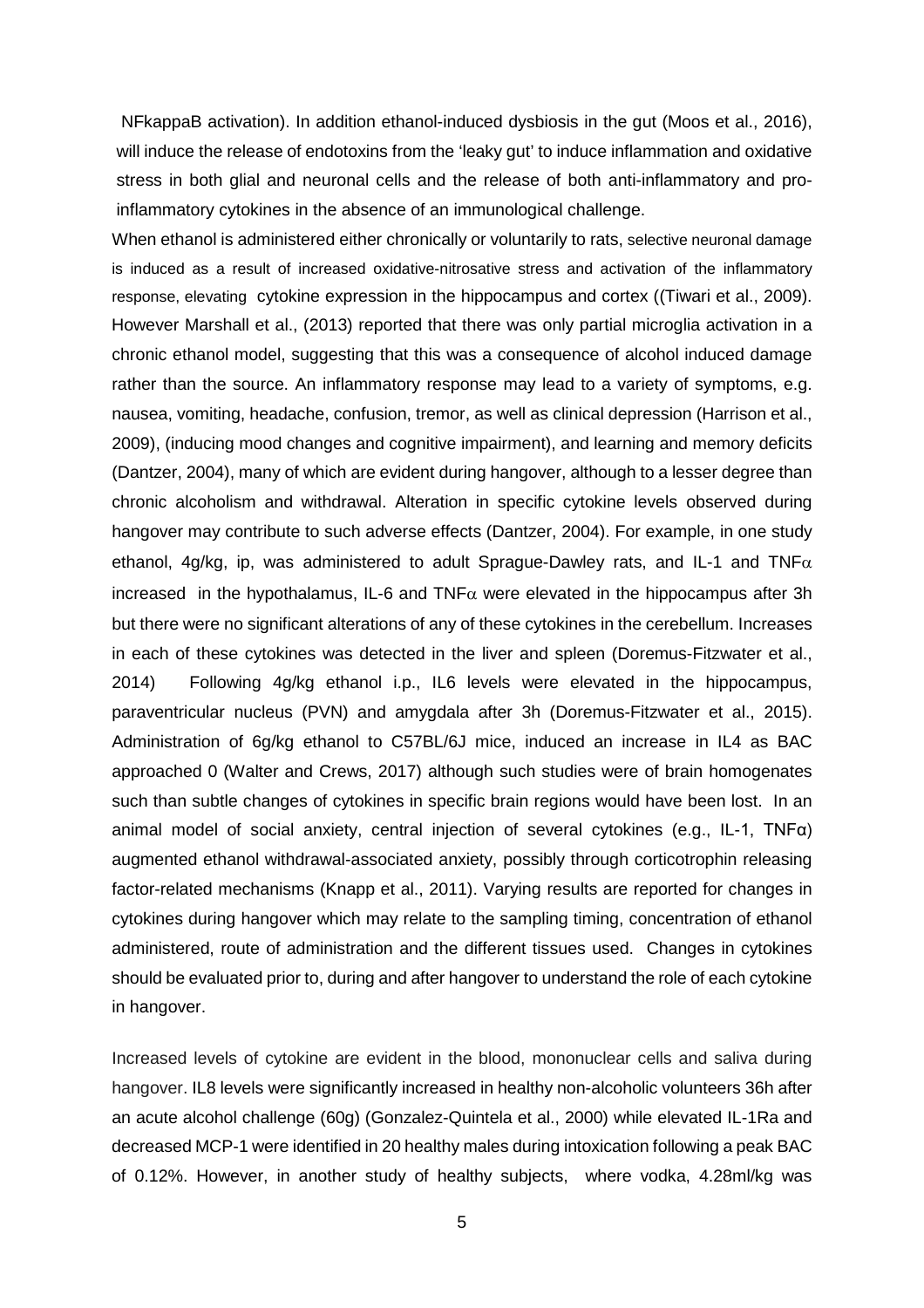NFkappaB activation). In addition ethanol-induced dysbiosis in the gut (Moos et al., 2016), will induce the release of endotoxins from the 'leaky gut' to induce inflammation and oxidative stress in both glial and neuronal cells and the release of both anti-inflammatory and pro-inflammatory cytokines in the absence of an immunological challenge.

When ethanol is administered either chronically or voluntarily to rats, selective neuronal damage is induced as a result of increased oxidative-nitrosative stress and activation of the inflammatory response, elevating cytokine expression in the hippocampus and cortex ((Tiwari et al., 2009). However Marshall et al., (2013) reported that there was only partial microglia activation in a chronic ethanol model, suggesting that this was a consequence of alcohol induced damage rather than the source. An inflammatory response may lead to a variety of symptoms, e.g. nausea, vomiting, headache, confusion, tremor, as well as clinical depression (Harrison et al., 2009), (inducing mood changes and cognitive impairment), and learning and memory deficits (Dantzer, 2004), many of which are evident during hangover, although to a lesser degree than chronic alcoholism and withdrawal. Alteration in specific cytokine levels observed during hangover may contribute to such adverse effects (Dantzer, 2004). For example, in one study ethanol, 4g/kg, ip, was administered to adult Sprague-Dawley rats, and IL-1 and TNF$\alpha$ increased in the hypothalamus, IL-6 and TNF$\alpha$ were elevated in the hippocampus after 3h but there were no significant alterations of any of these cytokines in the cerebellum. Increases in each of these cytokines was detected in the liver and spleen (Doremus-Fitzwater et al., 2014) Following 4g/kg ethanol i.p., IL6 levels were elevated in the hippocampus, paraventricular nucleus (PVN) and amygdala after 3h (Doremus-Fitzwater et al., 2015). Administration of 6g/kg ethanol to C57BL/6J mice, induced an increase in IL4 as BAC approached 0 (Walter and Crews, 2017) although such studies were of brain homogenates such than subtle changes of cytokines in specific brain regions would have been lost. In an animal model of social anxiety, central injection of several cytokines (e.g., IL-1, TNF$\alpha$) augmented ethanol withdrawal-associated anxiety, possibly through corticotrophin releasing factor-related mechanisms (Knapp et al., 2011). Varying results are reported for changes in cytokines during hangover which may relate to the sampling timing, concentration of ethanol administered, route of administration and the different tissues used. Changes in cytokines should be evaluated prior to, during and after hangover to understand the role of each cytokine in hangover.

Increased levels of cytokine are evident in the blood, mononuclear cells and saliva during hangover. IL8 levels were significantly increased in healthy non-alcoholic volunteers 36h after an acute alcohol challenge (60g) (Gonzalez-Quintela et al., 2000) while elevated IL-1Ra and decreased MCP-1 were identified in 20 healthy males during intoxication following a peak BAC of 0.12%. However, in another study of healthy subjects, where vodka, 4.28ml/kg was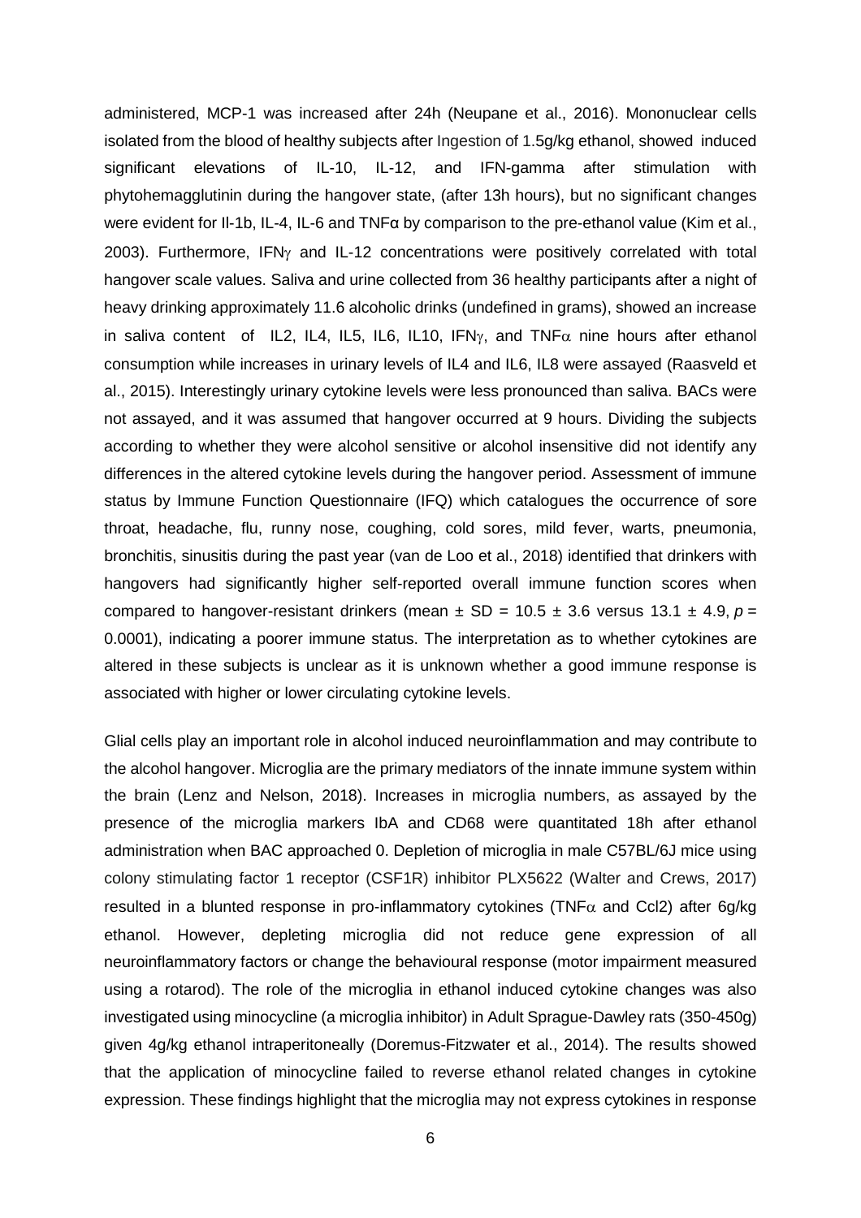administered, MCP-1 was increased after 24h (Neupane et al., 2016). Mononuclear cells isolated from the blood of healthy subjects after Ingestion of 1.5g/kg ethanol, showed induced significant elevations of IL-10, IL-12, and IFN-gamma after stimulation with phytohemagglutinin during the hangover state, (after 13h hours), but no significant changes were evident for Il-1b, IL-4, IL-6 and TNFα by comparison to the pre-ethanol value (Kim et al., 2003). Furthermore, IFNγ and IL-12 concentrations were positively correlated with total hangover scale values. Saliva and urine collected from 36 healthy participants after a night of heavy drinking approximately 11.6 alcoholic drinks (undefined in grams), showed an increase in saliva content of IL2, IL4, IL5, IL6, IL10, IFNγ, and TNFα nine hours after ethanol consumption while increases in urinary levels of IL4 and IL6, IL8 were assayed (Raasveld et al., 2015). Interestingly urinary cytokine levels were less pronounced than saliva. BACs were not assayed, and it was assumed that hangover occurred at 9 hours. Dividing the subjects according to whether they were alcohol sensitive or alcohol insensitive did not identify any differences in the altered cytokine levels during the hangover period. Assessment of immune status by Immune Function Questionnaire (IFQ) which catalogues the occurrence of sore throat, headache, flu, runny nose, coughing, cold sores, mild fever, warts, pneumonia, bronchitis, sinusitis during the past year (van de Loo et al., 2018) identified that drinkers with hangovers had significantly higher self-reported overall immune function scores when compared to hangover-resistant drinkers (mean ± SD = 10.5 ± 3.6 versus 13.1 ± 4.9, $p$ = 0.0001), indicating a poorer immune status. The interpretation as to whether cytokines are altered in these subjects is unclear as it is unknown whether a good immune response is associated with higher or lower circulating cytokine levels.

Glial cells play an important role in alcohol induced neuroinflammation and may contribute to the alcohol hangover. Microglia are the primary mediators of the innate immune system within the brain (Lenz and Nelson, 2018). Increases in microglia numbers, as assayed by the presence of the microglia markers IbA and CD68 were quantitated 18h after ethanol administration when BAC approached 0. Depletion of microglia in male C57BL/6J mice using colony stimulating factor 1 receptor (CSF1R) inhibitor PLX5622 (Walter and Crews, 2017) resulted in a blunted response in pro-inflammatory cytokines (TNFα and Ccl2) after 6g/kg ethanol. However, depleting microglia did not reduce gene expression of all neuroinflammatory factors or change the behavioural response (motor impairment measured using a rotarod). The role of the microglia in ethanol induced cytokine changes was also investigated using minocycline (a microglia inhibitor) in Adult Sprague-Dawley rats (350-450g) given 4g/kg ethanol intraperitoneally (Doremus-Fitzwater et al., 2014). The results showed that the application of minocycline failed to reverse ethanol related changes in cytokine expression. These findings highlight that the microglia may not express cytokines in response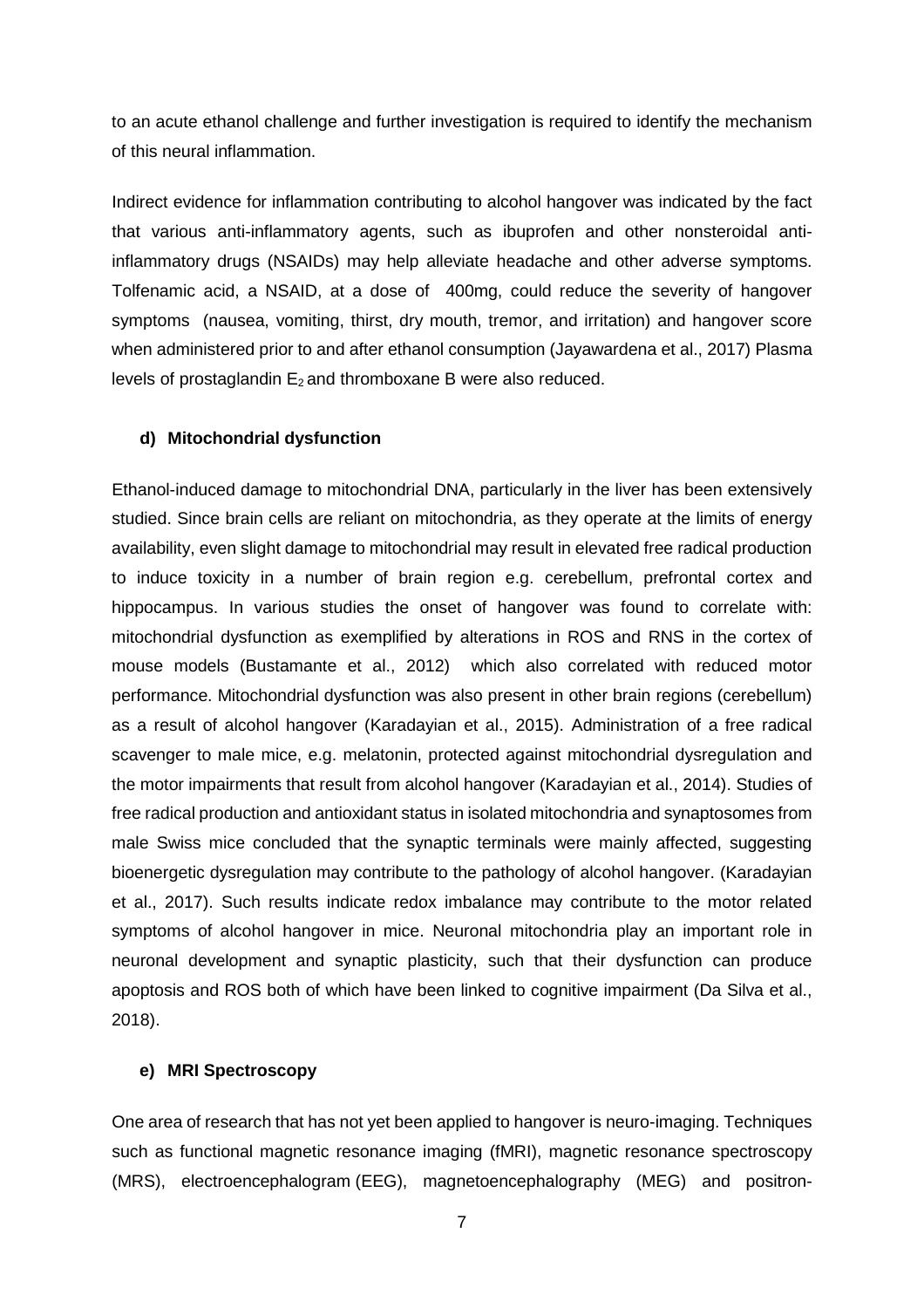to an acute ethanol challenge and further investigation is required to identify the mechanism of this neural inflammation.

Indirect evidence for inflammation contributing to alcohol hangover was indicated by the fact that various anti-inflammatory agents, such as ibuprofen and other nonsteroidal anti-inflammatory drugs (NSAIDs) may help alleviate headache and other adverse symptoms. Tolfenamic acid, a NSAID, at a dose of 400mg, could reduce the severity of hangover symptoms (nausea, vomiting, thirst, dry mouth, tremor, and irritation) and hangover score when administered prior to and after ethanol consumption (Jayawardena et al., 2017) Plasma levels of prostaglandin $E_2$ and thromboxane B were also reduced.

#### d) Mitochondrial dysfunction

Ethanol-induced damage to mitochondrial DNA, particularly in the liver has been extensively studied. Since brain cells are reliant on mitochondria, as they operate at the limits of energy availability, even slight damage to mitochondrial may result in elevated free radical production to induce toxicity in a number of brain region e.g. cerebellum, prefrontal cortex and hippocampus. In various studies the onset of hangover was found to correlate with: mitochondrial dysfunction as exemplified by alterations in ROS and RNS in the cortex of mouse models (Bustamante et al., 2012) which also correlated with reduced motor performance. Mitochondrial dysfunction was also present in other brain regions (cerebellum) as a result of alcohol hangover (Karadayian et al., 2015). Administration of a free radical scavenger to male mice, e.g. melatonin, protected against mitochondrial dysregulation and the motor impairments that result from alcohol hangover (Karadayian et al., 2014). Studies of free radical production and antioxidant status in isolated mitochondria and synaptosomes from male Swiss mice concluded that the synaptic terminals were mainly affected, suggesting bioenergetic dysregulation may contribute to the pathology of alcohol hangover. (Karadayian et al., 2017). Such results indicate redox imbalance may contribute to the motor related symptoms of alcohol hangover in mice. Neuronal mitochondria play an important role in neuronal development and synaptic plasticity, such that their dysfunction can produce apoptosis and ROS both of which have been linked to cognitive impairment (Da Silva et al., 2018).

#### e) MRI Spectroscopy

One area of research that has not yet been applied to hangover is neuro-imaging. Techniques such as functional magnetic resonance imaging (fMRI), magnetic resonance spectroscopy (MRS), electroencephalogram (EEG), magnetoencephalography (MEG) and positron-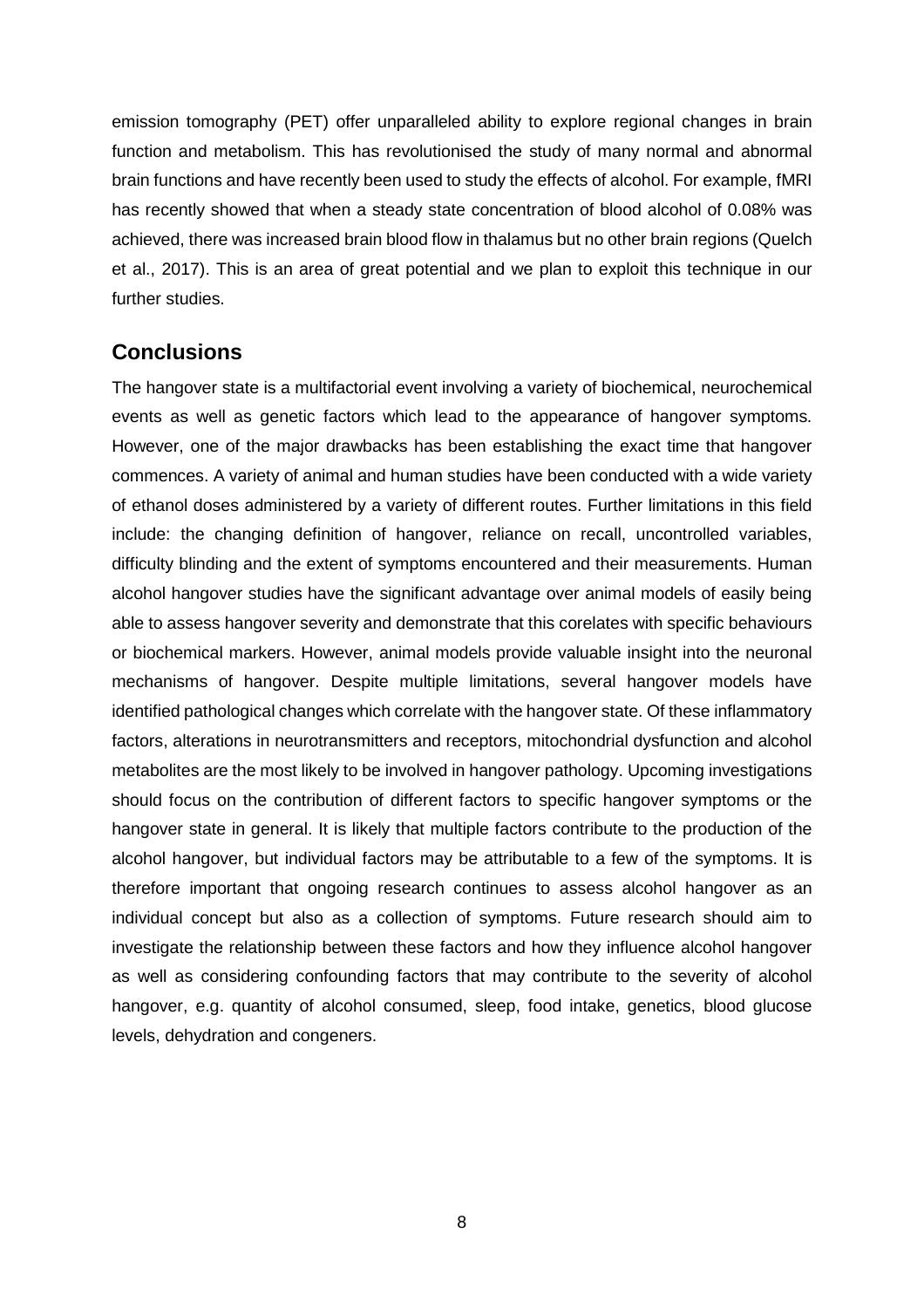emission tomography (PET) offer unparalleled ability to explore regional changes in brain function and metabolism. This has revolutionised the study of many normal and abnormal brain functions and have recently been used to study the effects of alcohol. For example, fMRI has recently showed that when a steady state concentration of blood alcohol of 0.08% was achieved, there was increased brain blood flow in thalamus but no other brain regions (Quelch et al., 2017). This is an area of great potential and we plan to exploit this technique in our further studies.

## Conclusions

The hangover state is a multifactorial event involving a variety of biochemical, neurochemical events as well as genetic factors which lead to the appearance of hangover symptoms. However, one of the major drawbacks has been establishing the exact time that hangover commences. A variety of animal and human studies have been conducted with a wide variety of ethanol doses administered by a variety of different routes. Further limitations in this field include: the changing definition of hangover, reliance on recall, uncontrolled variables, difficulty blinding and the extent of symptoms encountered and their measurements. Human alcohol hangover studies have the significant advantage over animal models of easily being able to assess hangover severity and demonstrate that this corelates with specific behaviours or biochemical markers. However, animal models provide valuable insight into the neuronal mechanisms of hangover. Despite multiple limitations, several hangover models have identified pathological changes which correlate with the hangover state. Of these inflammatory factors, alterations in neurotransmitters and receptors, mitochondrial dysfunction and alcohol metabolites are the most likely to be involved in hangover pathology. Upcoming investigations should focus on the contribution of different factors to specific hangover symptoms or the hangover state in general. It is likely that multiple factors contribute to the production of the alcohol hangover, but individual factors may be attributable to a few of the symptoms. It is therefore important that ongoing research continues to assess alcohol hangover as an individual concept but also as a collection of symptoms. Future research should aim to investigate the relationship between these factors and how they influence alcohol hangover as well as considering confounding factors that may contribute to the severity of alcohol hangover, e.g. quantity of alcohol consumed, sleep, food intake, genetics, blood glucose levels, dehydration and congeners.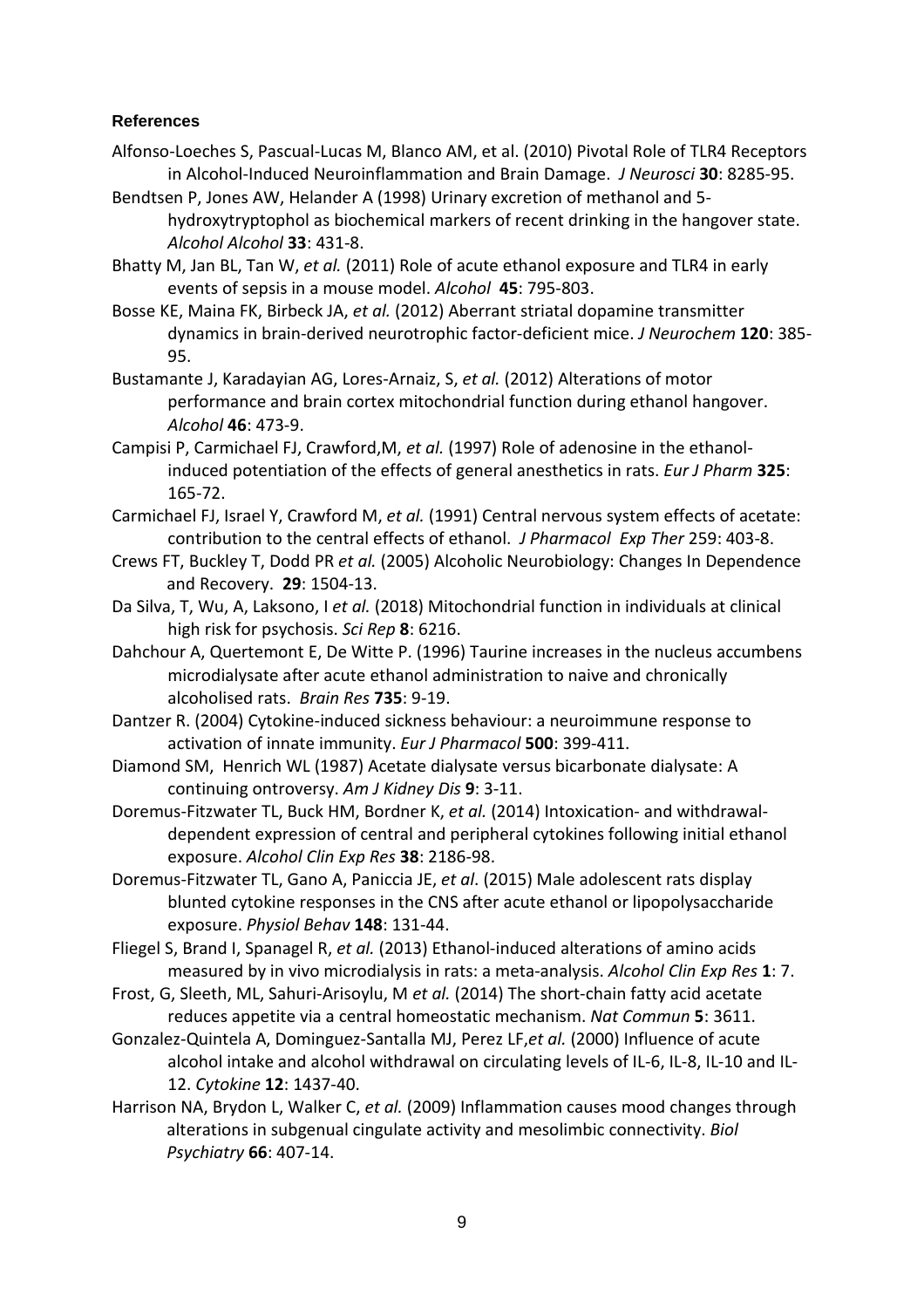#### References

Alfonso-Loeches S, Pascual-Lucas M, Blanco AM, et al. (2010) Pivotal Role of TLR4 Receptors in Alcohol-Induced Neuroinflammation and Brain Damage. *J Neurosci* **30**: 8285-95.

Bendtsen P, Jones AW, Helander A (1998) Urinary excretion of methanol and 5-hydroxytryptophol as biochemical markers of recent drinking in the hangover state. *Alcohol Alcohol* **33**: 431-8.

Bhatty M, Jan BL, Tan W, *et al.* (2011) Role of acute ethanol exposure and TLR4 in early events of sepsis in a mouse model. *Alcohol* **45**: 795-803.

Bosse KE, Maina FK, Birbeck JA, *et al.* (2012) Aberrant striatal dopamine transmitter dynamics in brain-derived neurotrophic factor-deficient mice. *J Neurochem* **120**: 385-95.

Bustamante J, Karadayian AG, Lores-Arnaiz, S, *et al.* (2012) Alterations of motor performance and brain cortex mitochondrial function during ethanol hangover. *Alcohol* **46**: 473-9.

Campisi P, Carmichael FJ, Crawford,M, *et al.* (1997) Role of adenosine in the ethanol-induced potentiation of the effects of general anesthetics in rats. *Eur J Pharm* **325**: 165-72.

Carmichael FJ, Israel Y, Crawford M, *et al.* (1991) Central nervous system effects of acetate: contribution to the central effects of ethanol. *J Pharmacol Exp Ther* 259: 403-8.

Crews FT, Buckley T, Dodd PR *et al.* (2005) Alcoholic Neurobiology: Changes In Dependence and Recovery. **29**: 1504-13.

Da Silva, T, Wu, A, Laksono, I *et al.* (2018) Mitochondrial function in individuals at clinical high risk for psychosis. *Sci Rep* **8**: 6216.

Dahchour A, Quertemont E, De Witte P. (1996) Taurine increases in the nucleus accumbens microdialysate after acute ethanol administration to naive and chronically alcoholised rats. *Brain Res* **735**: 9-19.

Dantzer R. (2004) Cytokine-induced sickness behaviour: a neuroimmune response to activation of innate immunity. *Eur J Pharmacol* **500**: 399-411.

Diamond SM, Henrich WL (1987) Acetate dialysate versus bicarbonate dialysate: A continuing ontroversy. *Am J Kidney Dis* **9**: 3-11.

Doremus-Fitzwater TL, Buck HM, Bordner K, *et al.* (2014) Intoxication- and withdrawal-dependent expression of central and peripheral cytokines following initial ethanol exposure. *Alcohol Clin Exp Res* **38**: 2186-98.

Doremus-Fitzwater TL, Gano A, Paniccia JE, *et al*. (2015) Male adolescent rats display blunted cytokine responses in the CNS after acute ethanol or lipopolysaccharide exposure. *Physiol Behav* **148**: 131-44.

Fliegel S, Brand I, Spanagel R, *et al.* (2013) Ethanol-induced alterations of amino acids measured by in vivo microdialysis in rats: a meta-analysis. *Alcohol Clin Exp Res* **1**: 7.

Frost, G, Sleeth, ML, Sahuri-Arisoylu, M *et al.* (2014) The short-chain fatty acid acetate reduces appetite via a central homeostatic mechanism. *Nat Commun* **5**: 3611.

Gonzalez-Quintela A, Dominguez-Santalla MJ, Perez LF,*et al.* (2000) Influence of acute alcohol intake and alcohol withdrawal on circulating levels of IL-6, IL-8, IL-10 and IL-12. *Cytokine* **12**: 1437-40.

Harrison NA, Brydon L, Walker C, *et al.* (2009) Inflammation causes mood changes through alterations in subgenual cingulate activity and mesolimbic connectivity. *Biol Psychiatry* **66**: 407-14.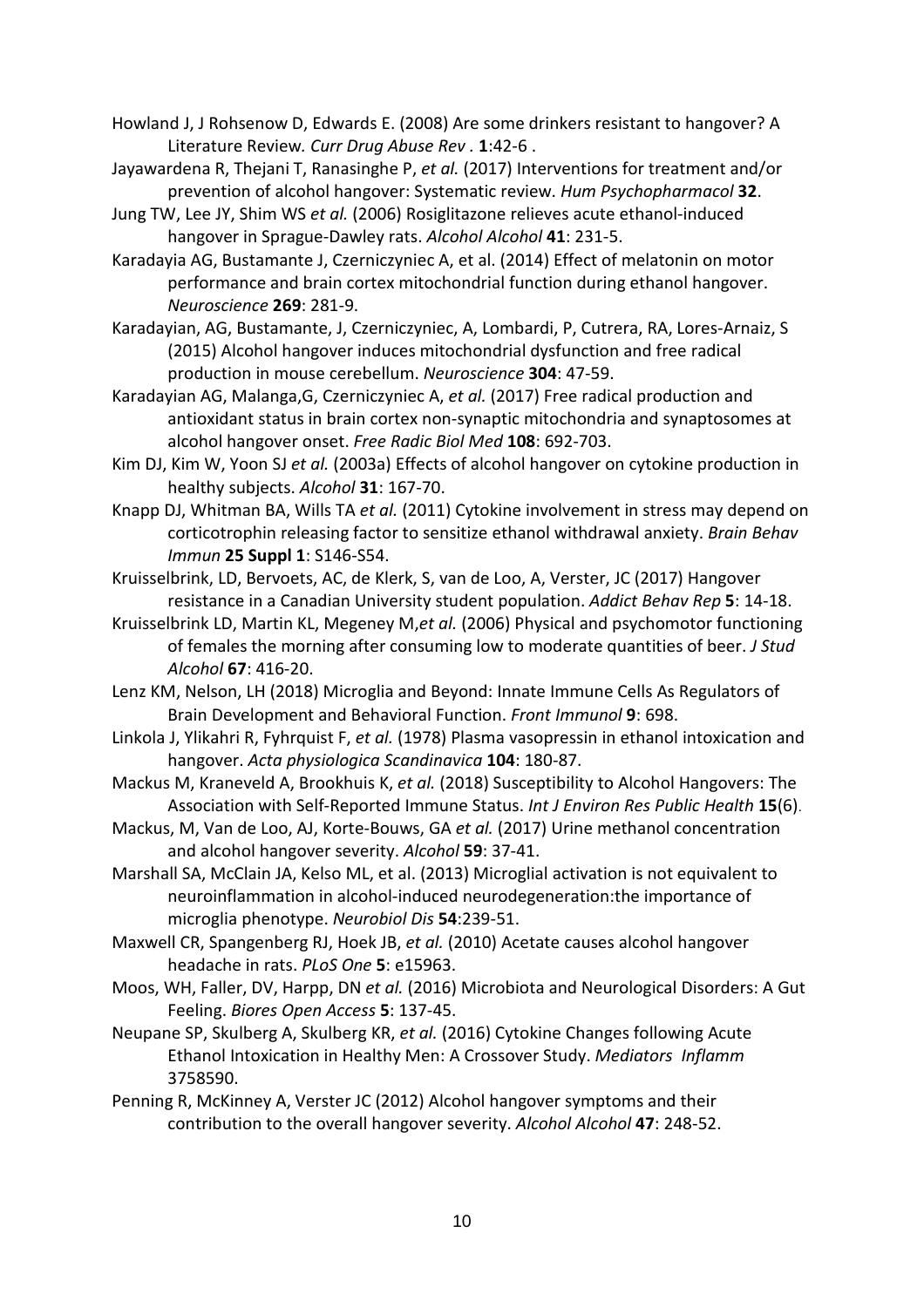Howland J, J Rohsenow D, Edwards E. (2008) Are some drinkers resistant to hangover? A Literature Review. *Curr Drug Abuse Rev* . **1**:42-6 .

Jayawardena R, Thejani T, Ranasinghe P, *et al.* (2017) Interventions for treatment and/or prevention of alcohol hangover: Systematic review. *Hum Psychopharmacol* **32**.

Jung TW, Lee JY, Shim WS *et al.* (2006) Rosiglitazone relieves acute ethanol-induced hangover in Sprague-Dawley rats. *Alcohol Alcohol* **41**: 231-5.

Karadayia AG, Bustamante J, Czerniczyniec A, et al. (2014) Effect of melatonin on motor performance and brain cortex mitochondrial function during ethanol hangover. *Neuroscience* **269**: 281-9.

Karadayian, AG, Bustamante, J, Czerniczyniec, A, Lombardi, P, Cutrera, RA, Lores-Arnaiz, S (2015) Alcohol hangover induces mitochondrial dysfunction and free radical production in mouse cerebellum. *Neuroscience* **304**: 47-59.

Karadayian AG, Malanga,G, Czerniczyniec A, *et al.* (2017) Free radical production and antioxidant status in brain cortex non-synaptic mitochondria and synaptosomes at alcohol hangover onset. *Free Radic Biol Med* **108**: 692-703.

Kim DJ, Kim W, Yoon SJ *et al.* (2003a) Effects of alcohol hangover on cytokine production in healthy subjects. *Alcohol* **31**: 167-70.

Knapp DJ, Whitman BA, Wills TA *et al.* (2011) Cytokine involvement in stress may depend on corticotrophin releasing factor to sensitize ethanol withdrawal anxiety. *Brain Behav Immun* **25 Suppl 1**: S146-S54.

Kruisselbrink, LD, Bervoets, AC, de Klerk, S, van de Loo, A, Verster, JC (2017) Hangover resistance in a Canadian University student population. *Addict Behav Rep* **5**: 14-18.

Kruisselbrink LD, Martin KL, Megeney M,*et al.* (2006) Physical and psychomotor functioning of females the morning after consuming low to moderate quantities of beer. *J Stud Alcohol* **67**: 416-20.

Lenz KM, Nelson, LH (2018) Microglia and Beyond: Innate Immune Cells As Regulators of Brain Development and Behavioral Function. *Front Immunol* **9**: 698.

Linkola J, Ylikahri R, Fyhrquist F, *et al.* (1978) Plasma vasopressin in ethanol intoxication and hangover. *Acta physiologica Scandinavica* **104**: 180-87.

Mackus M, Kraneveld A, Brookhuis K, *et al.* (2018) Susceptibility to Alcohol Hangovers: The Association with Self-Reported Immune Status. *Int J Environ Res Public Health* **15**(6).

Mackus, M, Van de Loo, AJ, Korte-Bouws, GA *et al.* (2017) Urine methanol concentration and alcohol hangover severity. *Alcohol* **59**: 37-41.

Marshall SA, McClain JA, Kelso ML, et al. (2013) Microglial activation is not equivalent to neuroinflammation in alcohol-induced neurodegeneration:the importance of microglia phenotype. *Neurobiol Dis* **54**:239-51.

Maxwell CR, Spangenberg RJ, Hoek JB, *et al.* (2010) Acetate causes alcohol hangover headache in rats. *PLoS One* **5**: e15963.

Moos, WH, Faller, DV, Harpp, DN *et al.* (2016) Microbiota and Neurological Disorders: A Gut Feeling. *Biores Open Access* **5**: 137-45.

Neupane SP, Skulberg A, Skulberg KR, *et al.* (2016) Cytokine Changes following Acute Ethanol Intoxication in Healthy Men: A Crossover Study. *Mediators Inflamm* 3758590.

Penning R, McKinney A, Verster JC (2012) Alcohol hangover symptoms and their contribution to the overall hangover severity. *Alcohol Alcohol* **47**: 248-52.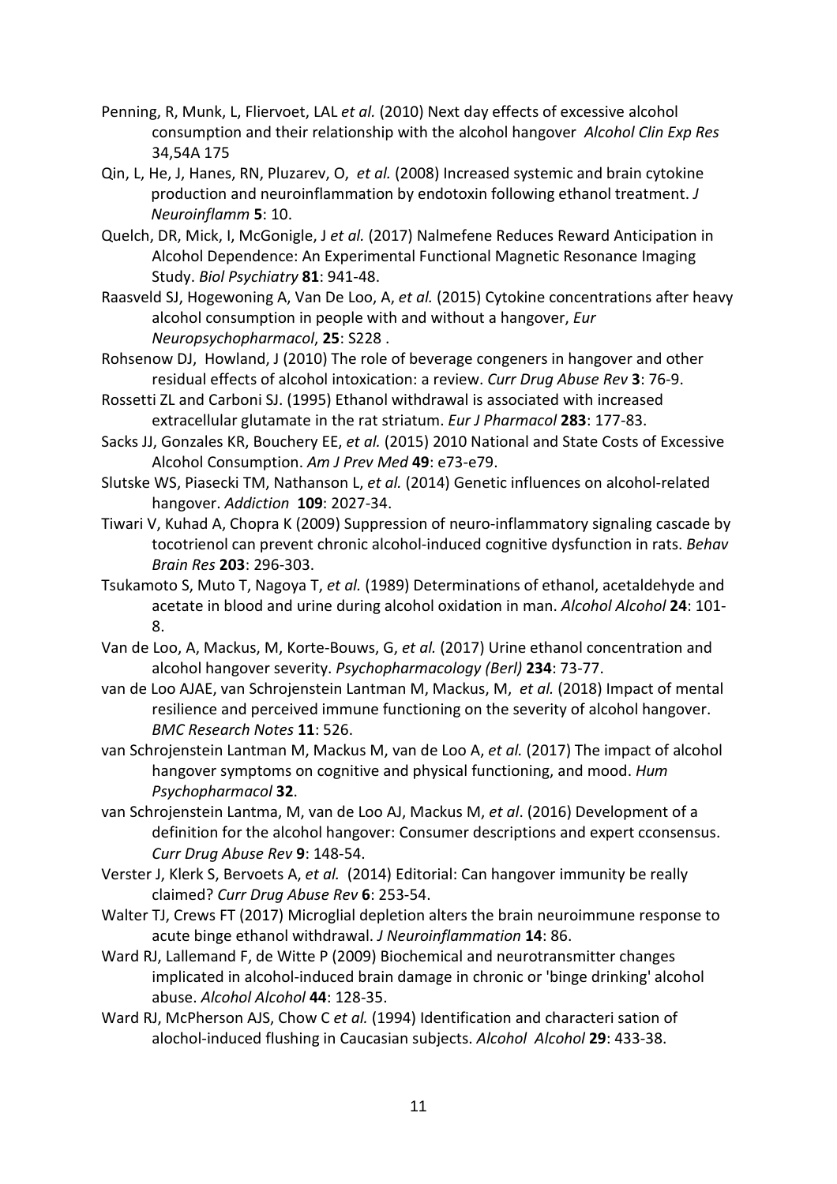Penning, R, Munk, L, Fliervoet, LAL *et al.* (2010) Next day effects of excessive alcohol consumption and their relationship with the alcohol hangover *Alcohol Clin Exp Res* 34,54A 175

Qin, L, He, J, Hanes, RN, Pluzarev, O, *et al.* (2008) Increased systemic and brain cytokine production and neuroinflammation by endotoxin following ethanol treatment. *J Neuroinflamm* **5**: 10.

Quelch, DR, Mick, I, McGonigle, J *et al.* (2017) Nalmefene Reduces Reward Anticipation in Alcohol Dependence: An Experimental Functional Magnetic Resonance Imaging Study. *Biol Psychiatry* **81**: 941-48.

Raasveld SJ, Hogewoning A, Van De Loo, A, *et al.* (2015) Cytokine concentrations after heavy alcohol consumption in people with and without a hangover, *Eur Neuropsychopharmacol*, **25**: S228 .

Rohsenow DJ, Howland, J (2010) The role of beverage congeners in hangover and other residual effects of alcohol intoxication: a review. *Curr Drug Abuse Rev* **3**: 76-9.

Rossetti ZL and Carboni SJ. (1995) Ethanol withdrawal is associated with increased extracellular glutamate in the rat striatum. *Eur J Pharmacol* **283**: 177-83.

Sacks JJ, Gonzales KR, Bouchery EE, *et al.* (2015) 2010 National and State Costs of Excessive Alcohol Consumption. *Am J Prev Med* **49**: e73-e79.

Slutske WS, Piasecki TM, Nathanson L, *et al.* (2014) Genetic influences on alcohol-related hangover. *Addiction* **109**: 2027-34.

Tiwari V, Kuhad A, Chopra K (2009) Suppression of neuro-inflammatory signaling cascade by tocotrienol can prevent chronic alcohol-induced cognitive dysfunction in rats. *Behav Brain Res* **203**: 296-303.

Tsukamoto S, Muto T, Nagoya T, *et al.* (1989) Determinations of ethanol, acetaldehyde and acetate in blood and urine during alcohol oxidation in man. *Alcohol Alcohol* **24**: 101-8.

Van de Loo, A, Mackus, M, Korte-Bouws, G, *et al.* (2017) Urine ethanol concentration and alcohol hangover severity. *Psychopharmacology (Berl)* **234**: 73-77.

van de Loo AJAE, van Schrojenstein Lantman M, Mackus, M, *et al.* (2018) Impact of mental resilience and perceived immune functioning on the severity of alcohol hangover. *BMC Research Notes* **11**: 526.

van Schrojenstein Lantman M, Mackus M, van de Loo A, *et al.* (2017) The impact of alcohol hangover symptoms on cognitive and physical functioning, and mood. *Hum Psychopharmacol* **32**.

van Schrojenstein Lantma, M, van de Loo AJ, Mackus M, *et al*. (2016) Development of a definition for the alcohol hangover: Consumer descriptions and expert cconsensus. *Curr Drug Abuse Rev* **9**: 148-54.

Verster J, Klerk S, Bervoets A, *et al.* (2014) Editorial: Can hangover immunity be really claimed? *Curr Drug Abuse Rev* **6**: 253-54.

Walter TJ, Crews FT (2017) Microglial depletion alters the brain neuroimmune response to acute binge ethanol withdrawal. *J Neuroinflammation* **14**: 86.

Ward RJ, Lallemand F, de Witte P (2009) Biochemical and neurotransmitter changes implicated in alcohol-induced brain damage in chronic or 'binge drinking' alcohol abuse. *Alcohol Alcohol* **44**: 128-35.

Ward RJ, McPherson AJS, Chow C *et al.* (1994) Identification and characteri sation of alochol-induced flushing in Caucasian subjects. *Alcohol Alcohol* **29**: 433-38.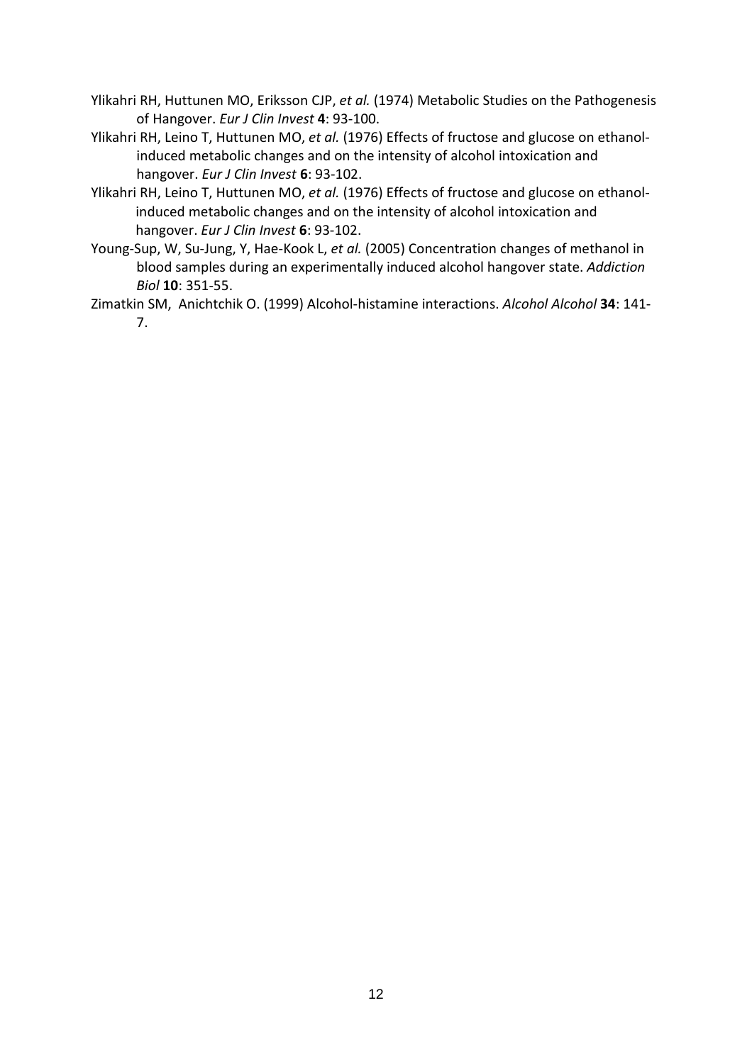Ylikahri RH, Huttunen MO, Eriksson CJP, *et al.* (1974) Metabolic Studies on the Pathogenesis of Hangover. *Eur J Clin Invest* **4**: 93-100.

Ylikahri RH, Leino T, Huttunen MO, *et al.* (1976) Effects of fructose and glucose on ethanol-induced metabolic changes and on the intensity of alcohol intoxication and hangover. *Eur J Clin Invest* **6**: 93-102.

Ylikahri RH, Leino T, Huttunen MO, *et al.* (1976) Effects of fructose and glucose on ethanol-induced metabolic changes and on the intensity of alcohol intoxication and hangover. *Eur J Clin Invest* **6**: 93-102.

Young-Sup, W, Su-Jung, Y, Hae-Kook L, *et al.* (2005) Concentration changes of methanol in blood samples during an experimentally induced alcohol hangover state. *Addiction Biol* **10**: 351-55.

Zimatkin SM, Anichtchik O. (1999) Alcohol-histamine interactions. *Alcohol Alcohol* **34**: 141-7.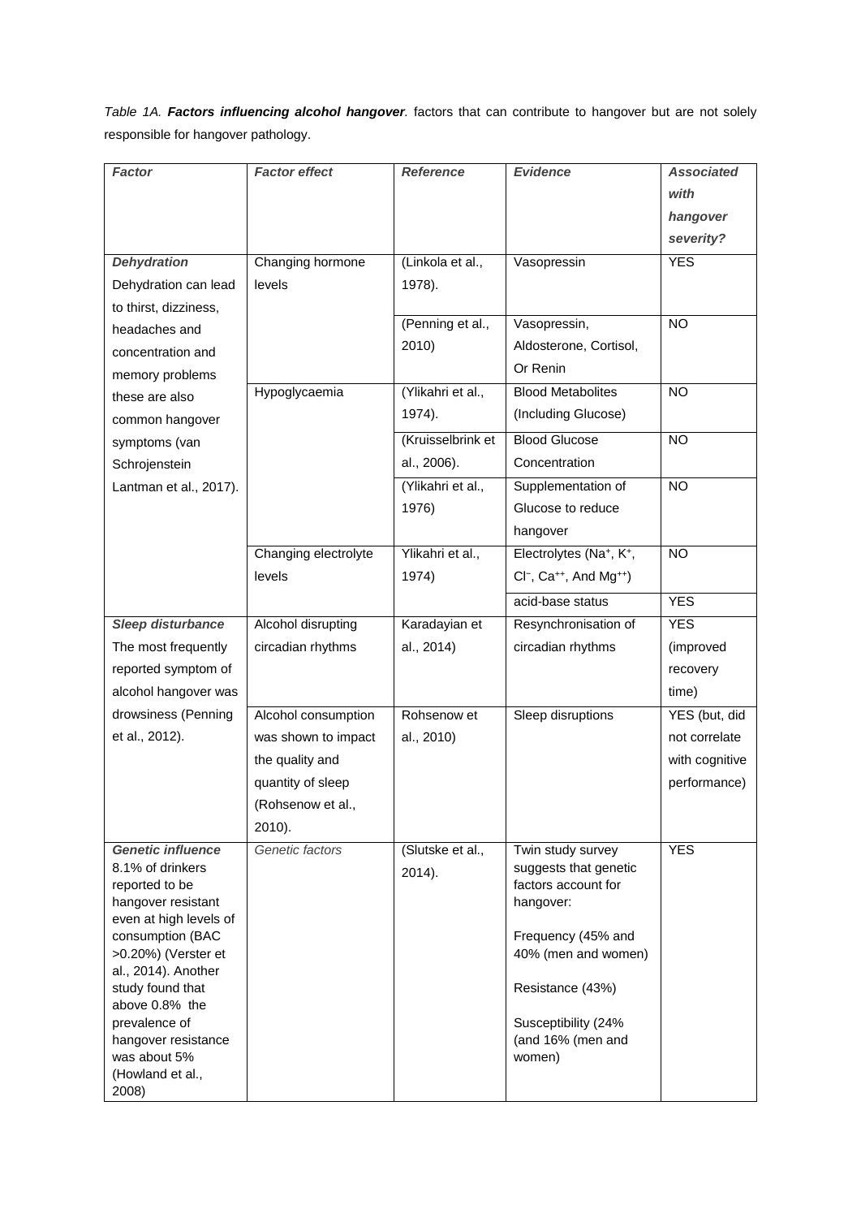*Table 1A.* ***Factors influencing alcohol hangover****.* factors that can contribute to hangover but are not solely responsible for hangover pathology.

| *Factor* | *Factor effect* | *Reference* | *Evidence* | *Associated with hangover severity?* |
|---|---|---|---|---|
| ***Dehydration*** Dehydration can lead to thirst, dizziness, headaches and concentration and memory problems these are also common hangover symptoms (van Schrojenstein Lantman et al., 2017). | Changing hormone levels | (Linkola et al., 1978). | Vasopressin | YES |
| | | (Penning et al., 2010) | Vasopressin, Aldosterone, Cortisol, Or Renin | NO |
| | Hypoglycaemia | (Ylikahri et al., 1974). | Blood Metabolites (Including Glucose) | NO |
| | | (Kruisselbrink et al., 2006). | Blood Glucose Concentration | NO |
| | | (Ylikahri et al., 1976) | Supplementation of Glucose to reduce hangover | NO |
| | Changing electrolyte levels | Ylikahri et al., 1974) | Electrolytes ($Na^{+}$, $K^{+}$, $Cl^{-}$, $Ca^{++}$, And $Mg^{++}$) | NO |
| | | | acid-base status | YES |
| ***Sleep disturbance*** The most frequently reported symptom of alcohol hangover was drowsiness (Penning et al., 2012). | Alcohol disrupting circadian rhythms | Karadayian et al., 2014) | Resynchronisation of circadian rhythms | YES (improved recovery time) |
| | Alcohol consumption was shown to impact the quality and quantity of sleep (Rohsenow et al., 2010). | Rohsenow et al., 2010) | Sleep disruptions | YES (but, did not correlate with cognitive performance) |
| ***Genetic influence*** 8.1% of drinkers reported to be hangover resistant even at high levels of consumption (BAC >0.20%) (Verster et al., 2014). Another study found that above 0.8% the prevalence of hangover resistance was about 5% (Howland et al., 2008) | *Genetic factors* | (Slutske et al., 2014). | Twin study survey suggests that genetic factors account for hangover: Frequency (45% and 40% (men and women) Resistance (43%) Susceptibility (24% (and 16% (men and women) | YES |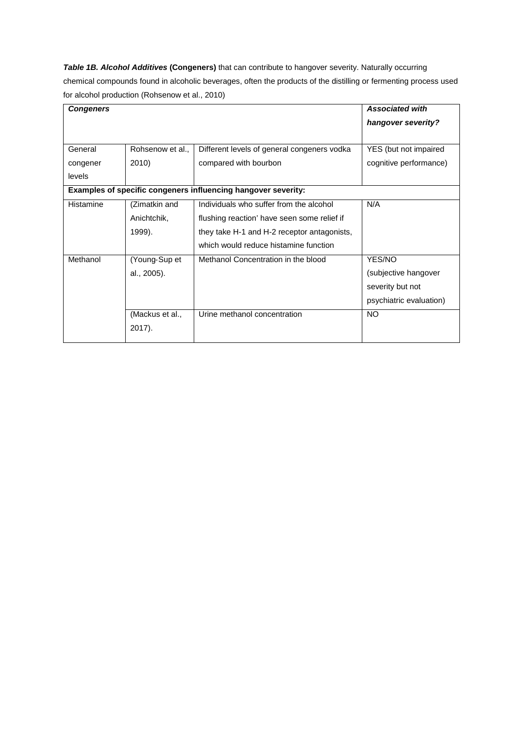***Table 1B. Alcohol Additives*** **(Congeners)** that can contribute to hangover severity. Naturally occurring chemical compounds found in alcoholic beverages, often the products of the distilling or fermenting process used for alcohol production (Rohsenow et al., 2010)

| ***Congeners*** | | | ***Associated with hangover severity?*** |
|---|---|---|---|
| General congener levels | Rohsenow et al., 2010) | Different levels of general congeners vodka compared with bourbon | YES (but not impaired cognitive performance) |
| **Examples of specific congeners influencing hangover severity:** | | | |
| Histamine | (Zimatkin and Anichtchik, 1999). | Individuals who suffer from the alcohol flushing reaction' have seen some relief if they take H-1 and H-2 receptor antagonists, which would reduce histamine function | N/A |
| Methanol | (Young-Sup et al., 2005). | Methanol Concentration in the blood | YES/NO (subjective hangover severity but not psychiatric evaluation) |
| | (Mackus et al., 2017). | Urine methanol concentration | NO |